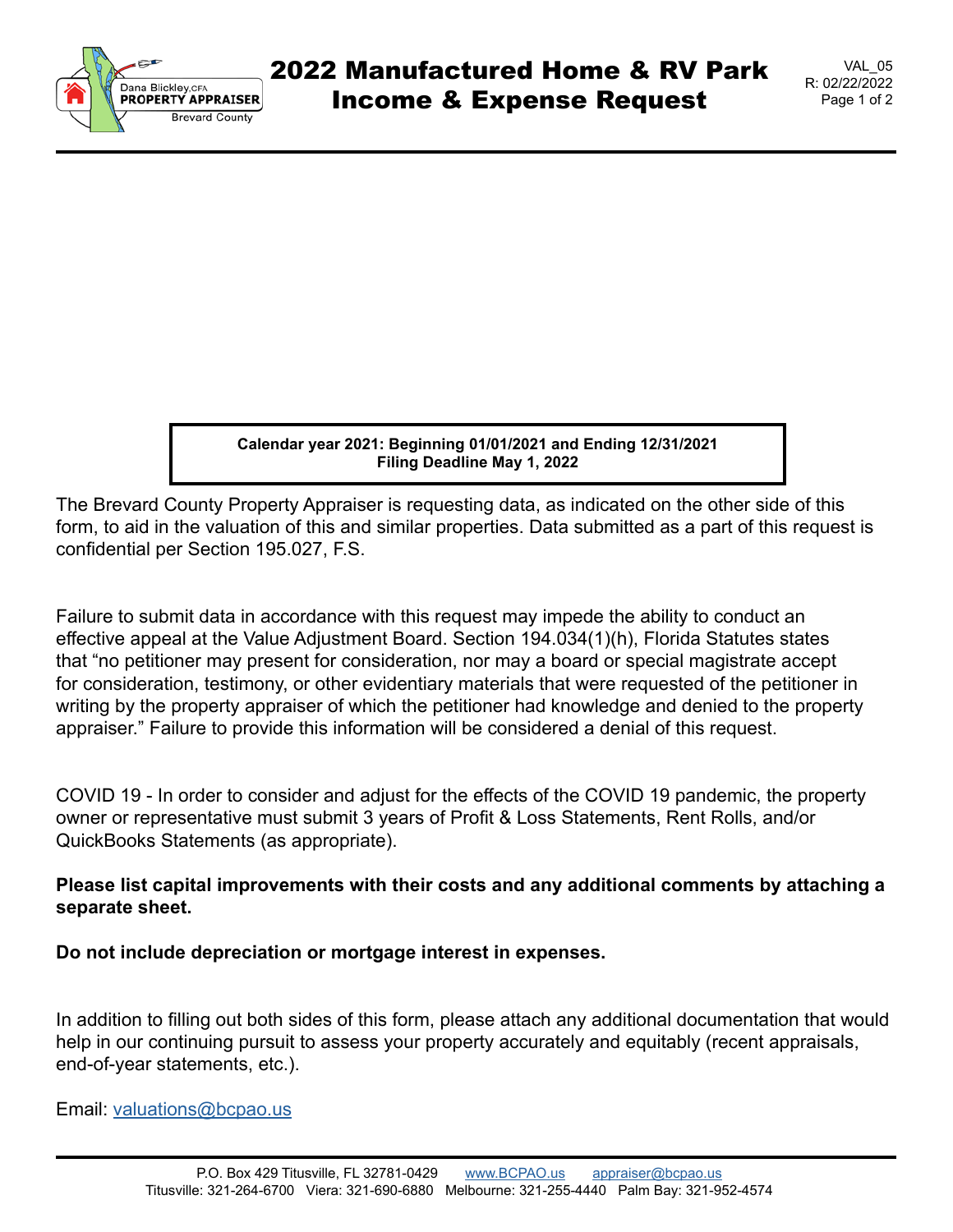# 2022 Manufactured Home & RV Park Income & Expense Request

VAL_05
R: 02/22/2022

Dana Blickley, CFA
PROPERTY APPRAISER
Brevard County

**Calendar year 2021: Beginning 01/01/2021 and Ending 12/31/2021**
**Filing Deadline May 1, 2022**

The Brevard County Property Appraiser is requesting data, as indicated on the other side of this form, to aid in the valuation of this and similar properties. Data submitted as a part of this request is confidential per Section 195.027, F.S.

Failure to submit data in accordance with this request may impede the ability to conduct an effective appeal at the Value Adjustment Board. Section 194.034(1)(h), Florida Statutes states that "no petitioner may present for consideration, nor may a board or special magistrate accept for consideration, testimony, or other evidentiary materials that were requested of the petitioner in writing by the property appraiser of which the petitioner had knowledge and denied to the property appraiser." Failure to provide this information will be considered a denial of this request.

COVID 19 - In order to consider and adjust for the effects of the COVID 19 pandemic, the property owner or representative must submit 3 years of Profit & Loss Statements, Rent Rolls, and/or QuickBooks Statements (as appropriate).

**Please list capital improvements with their costs and any additional comments by attaching a separate sheet.**

**Do not include depreciation or mortgage interest in expenses.**

In addition to filling out both sides of this form, please attach any additional documentation that would help in our continuing pursuit to assess your property accurately and equitably (recent appraisals, end-of-year statements, etc.).

Email: valuations@bcpao.us

P.O. Box 429 Titusville, FL 32781-0429 www.BCPAO.us appraiser@bcpao.us
Titusville: 321-264-6700 Viera: 321-690-6880 Melbourne: 321-255-4440 Palm Bay: 321-952-4574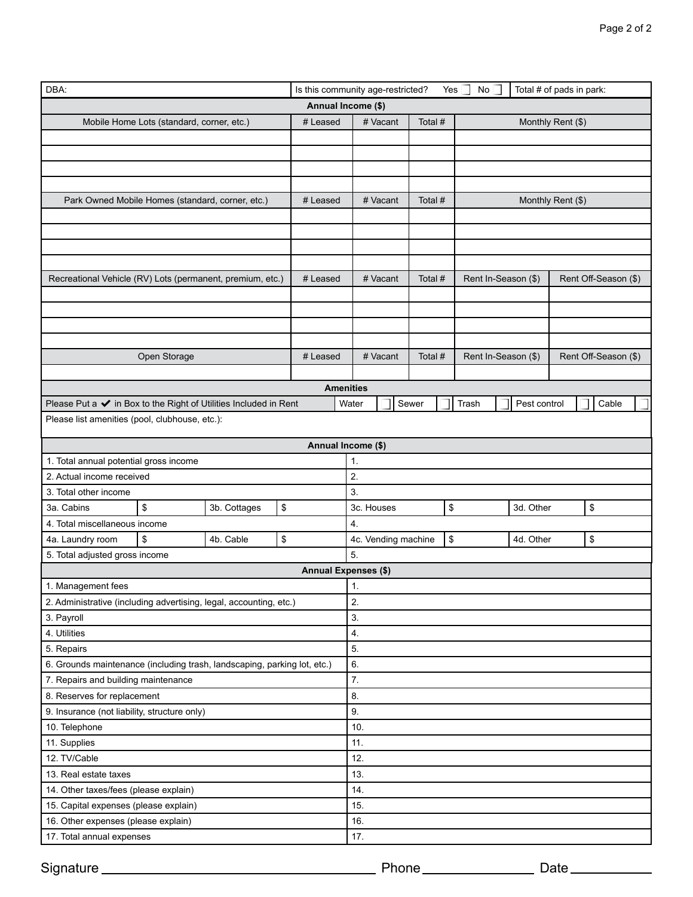| DBA: | Is this community age-restricted? Yes ☐ No ☐ | | | Total # of pads in park: | |
|---|---|---|---|---|---|
| **Annual Income ($)** | | | | | |
| Mobile Home Lots (standard, corner, etc.) | # Leased | # Vacant | Total # | Monthly Rent ($) | |
| | | | | | |
| | | | | | |
| | | | | | |
| | | | | | |
| Park Owned Mobile Homes (standard, corner, etc.) | # Leased | # Vacant | Total # | Monthly Rent ($) | |
| | | | | | |
| | | | | | |
| | | | | | |
| | | | | | |
| Recreational Vehicle (RV) Lots (permanent, premium, etc.) | # Leased | # Vacant | Total # | Rent In-Season ($) | Rent Off-Season ($) |
| | | | | | |
| | | | | | |
| | | | | | |
| | | | | | |
| Open Storage | # Leased | # Vacant | Total # | Rent In-Season ($) | Rent Off-Season ($) |
| | | | | | |

| **Amenities** | | | | | |
|---|---|---|---|---|---|
| Please Put a ✔ in Box to the Right of Utilities Included in Rent | Water ☐ | Sewer ☐ | Trash ☐ | Pest control ☐ | Cable ☐ |
| Please list amenities (pool, clubhouse, etc.): | | | | | |

| **Annual Income ($)** | | | | | | | |
|---|---|---|---|---|---|---|---|
| 1. Total annual potential gross income | | | | 1. | | | |
| 2. Actual income received | | | | 2. | | | |
| 3. Total other income | | | | 3. | | | |
| 3a. Cabins | $ | 3b. Cottages | $ | 3c. Houses | $ | 3d. Other | $ |
| 4. Total miscellaneous income | | | | 4. | | | |
| 4a. Laundry room | $ | 4b. Cable | $ | 4c. Vending machine | $ | 4d. Other | $ |
| 5. Total adjusted gross income | | | | 5. | | | |

| **Annual Expenses ($)** | |
|---|---|
| 1. Management fees | 1. |
| 2. Administrative (including advertising, legal, accounting, etc.) | 2. |
| 3. Payroll | 3. |
| 4. Utilities | 4. |
| 5. Repairs | 5. |
| 6. Grounds maintenance (including trash, landscaping, parking lot, etc.) | 6. |
| 7. Repairs and building maintenance | 7. |
| 8. Reserves for replacement | 8. |
| 9. Insurance (not liability, structure only) | 9. |
| 10. Telephone | 10. |
| 11. Supplies | 11. |
| 12. TV/Cable | 12. |
| 13. Real estate taxes | 13. |
| 14. Other taxes/fees (please explain) | 14. |
| 15. Capital expenses (please explain) | 15. |
| 16. Other expenses (please explain) | 16. |
| 17. Total annual expenses | 17. |

Signature ______________________ Phone ______________ Date ___________